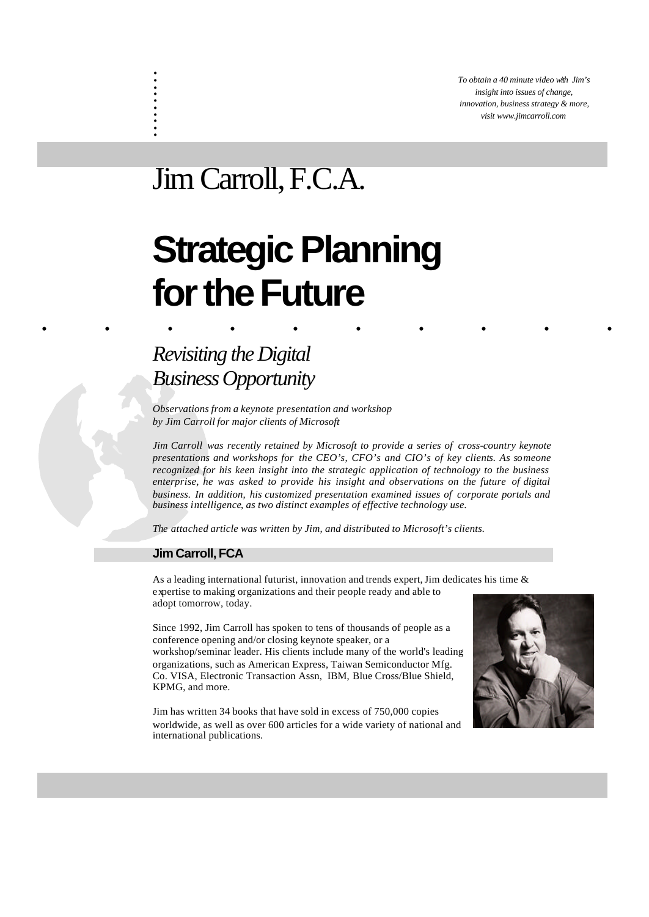*To obtain a 40 minute video with Jim's insight into issues of change, innovation, business strategy & more, visit www.jimcarroll.com*

Jim Carroll, F.C.A.

# Strategic Planning for the Future

## *Revisiting the Digital Business Opportunity*

*Observations from a keynote presentation and workshop by Jim Carroll for major clients of Microsoft*

*Jim Carroll was recently retained by Microsoft to provide a series of cross-country keynote presentations and workshops for the CEO's, CFO's and CIO's of key clients. As someone recognized for his keen insight into the strategic application of technology to the business enterprise, he was asked to provide his insight and observations on the future of digital business. In addition, his customized presentation examined issues of corporate portals and business intelligence, as two distinct examples of effective technology use.*

*The attached article was written by Jim, and distributed to Microsoft's clients.*

### Jim Carroll, FCA

As a leading international futurist, innovation and trends expert, Jim dedicates his time & expertise to making organizations and their people ready and able to adopt tomorrow, today.

Since 1992, Jim Carroll has spoken to tens of thousands of people as a conference opening and/or closing keynote speaker, or a workshop/seminar leader. His clients include many of the world's leading organizations, such as American Express, Taiwan Semiconductor Mfg. Co. VISA, Electronic Transaction Assn, IBM, Blue Cross/Blue Shield, KPMG, and more.

Jim has written 34 books that have sold in excess of 750,000 copies worldwide, as well as over 600 articles for a wide variety of national and international publications.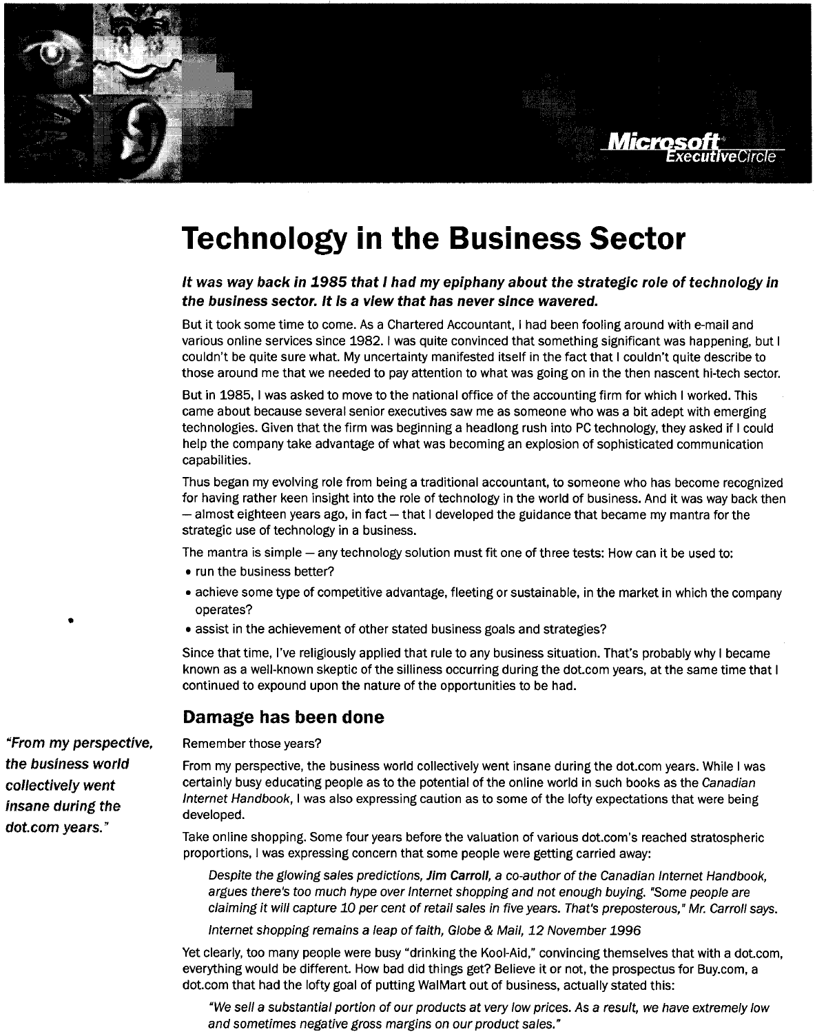# Technology in the Business Sector

***It was way back in 1985 that I had my epiphany about the strategic role of technology in the business sector. It is a view that has never since wavered.***

But it took some time to come. As a Chartered Accountant, I had been fooling around with e-mail and various online services since 1982. I was quite convinced that something significant was happening, but I couldn't be quite sure what. My uncertainty manifested itself in the fact that I couldn't quite describe to those around me that we needed to pay attention to what was going on in the then nascent hi-tech sector.

But in 1985, I was asked to move to the national office of the accounting firm for which I worked. This came about because several senior executives saw me as someone who was a bit adept with emerging technologies. Given that the firm was beginning a headlong rush into PC technology, they asked if I could help the company take advantage of what was becoming an explosion of sophisticated communication capabilities.

Thus began my evolving role from being a traditional accountant, to someone who has become recognized for having rather keen insight into the role of technology in the world of business. And it was way back then — almost eighteen years ago, in fact — that I developed the guidance that became my mantra for the strategic use of technology in a business.

The mantra is simple — any technology solution must fit one of three tests: How can it be used to:

- run the business better?
- achieve some type of competitive advantage, fleeting or sustainable, in the market in which the company operates?
- assist in the achievement of other stated business goals and strategies?

Since that time, I've religiously applied that rule to any business situation. That's probably why I became known as a well-known skeptic of the silliness occurring during the dot.com years, at the same time that I continued to expound upon the nature of the opportunities to be had.

## Damage has been done

***"From my perspective, the business world collectively went insane during the dot.com years."***

Remember those years?

From my perspective, the business world collectively went insane during the dot.com years. While I was certainly busy educating people as to the potential of the online world in such books as the *Canadian Internet Handbook*, I was also expressing caution as to some of the lofty expectations that were being developed.

Take online shopping. Some four years before the valuation of various dot.com's reached stratospheric proportions, I was expressing concern that some people were getting carried away:

> *Despite the glowing sales predictions, **Jim Carroll**, a co-author of the Canadian Internet Handbook, argues there's too much hype over Internet shopping and not enough buying. "Some people are claiming it will capture 10 per cent of retail sales in five years. That's preposterous," Mr. Carroll says.*
>
> *Internet shopping remains a leap of faith, Globe & Mail, 12 November 1996*

Yet clearly, too many people were busy "drinking the Kool-Aid," convincing themselves that with a dot.com, everything would be different. How bad did things get? Believe it or not, the prospectus for Buy.com, a dot.com that had the lofty goal of putting WalMart out of business, actually stated this:

> *"We sell a substantial portion of our products at very low prices. As a result, we have extremely low and sometimes negative gross margins on our product sales."*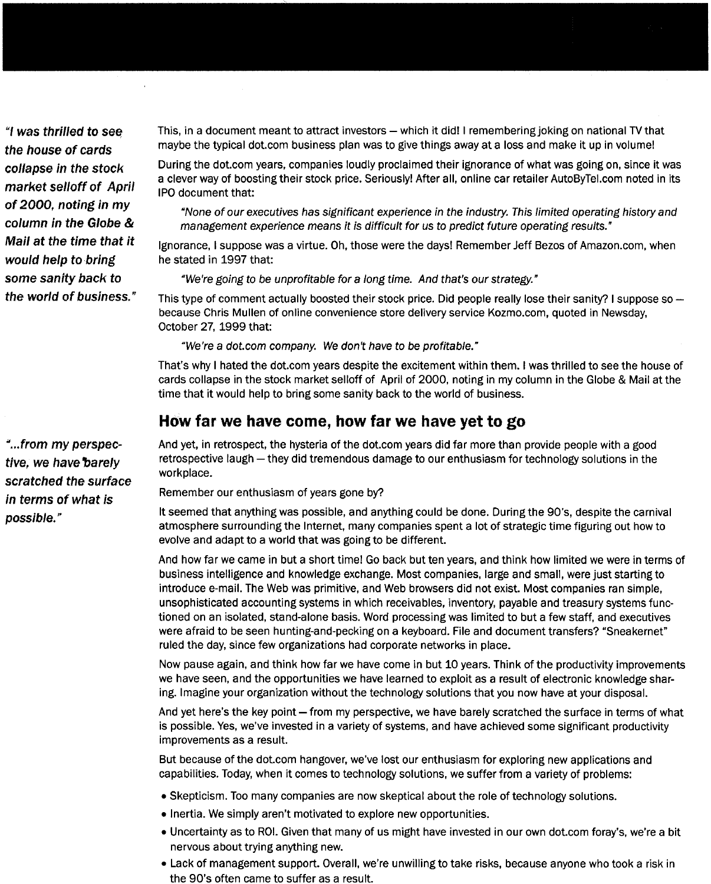> *"I was thrilled to see the house of cards collapse in the stock market selloff of April of 2000, noting in my column in the Globe & Mail at the time that it would help to bring some sanity back to the world of business."*

This, in a document meant to attract investors – which it did! I rememberingjoking on national TV that maybe the typical dot.com business plan was to give things away at a loss and make it up in volume!

During the dot.com years, companies loudly proclaimed their ignorance of what was going on, since it was a clever way of boosting their stock price. Seriously! After all, online car retailer AutoByTel.com noted in its IPO document that:

> *"None of our executives has significant experience in the industry. This limited operating history and management experience means it is difficult for us to predict future operating results."*

Ignorance, I suppose was a virtue. Oh, those were the days! Remember Jeff Bezos of Amazon.com, when he stated in 1997 that:

> *"We're going to be unprofitable for a long time. And that's our strategy."*

This type of comment actually boosted their stock price. Did people really lose their sanity? I suppose so – because Chris Mullen of online convenience store delivery service Kozmo.com, quoted in Newsday, October 27, 1999 that:

> *"We're a dot.com company. We don't have to be profitable."*

That's why I hated the dot.com years despite the excitement within them. I was thrilled to see the house of cards collapse in the stock market selloff of April of 2000, noting in my column in the Globe & Mail at the time that it would help to bring some sanity back to the world of business.

## How far we have come, how far we have yet to go

> *"...from my perspective, we have barely scratched the surface in terms of what is possible."*

And yet, in retrospect, the hysteria of the dot.com years did far more than provide people with a good retrospective laugh – they did tremendous damage to our enthusiasm for technology solutions in the workplace.

Remember our enthusiasm of years gone by?

It seemed that anything was possible, and anything could be done. During the 90's, despite the carnival atmosphere surrounding the Internet, many companies spent a lot of strategic time figuring out how to evolve and adapt to a world that was going to be different.

And how far we came in but a short time! Go back but ten years, and think how limited we were in terms of business intelligence and knowledge exchange. Most companies, large and small, were just starting to introduce e-mail. The Web was primitive, and Web browsers did not exist. Most companies ran simple, unsophisticated accounting systems in which receivables, inventory, payable and treasury systems functioned on an isolated, stand-alone basis. Word processing was limited to but a few staff, and executives were afraid to be seen hunting-and-pecking on a keyboard. File and document transfers? "Sneakernet" ruled the day, since few organizations had corporate networks in place.

Now pause again, and think how far we have come in but 10 years. Think of the productivity improvements we have seen, and the opportunities we have learned to exploit as a result of electronic knowledge sharing. Imagine your organization without the technology solutions that you now have at your disposal.

And yet here's the key point – from my perspective, we have barely scratched the surface in terms of what is possible. Yes, we've invested in a variety of systems, and have achieved some significant productivity improvements as a result.

But because of the dot.com hangover, we've lost our enthusiasm for exploring new applications and capabilities. Today, when it comes to technology solutions, we suffer from a variety of problems:

- Skepticism. Too many companies are now skeptical about the role of technology solutions.
- Inertia. We simply aren't motivated to explore new opportunities.
- Uncertainty as to ROI. Given that many of us might have invested in our own dot.com foray's, we're a bit nervous about trying anything new.
- Lack of management support. Overall, we're unwilling to take risks, because anyone who took a risk in the 90's often came to suffer as a result.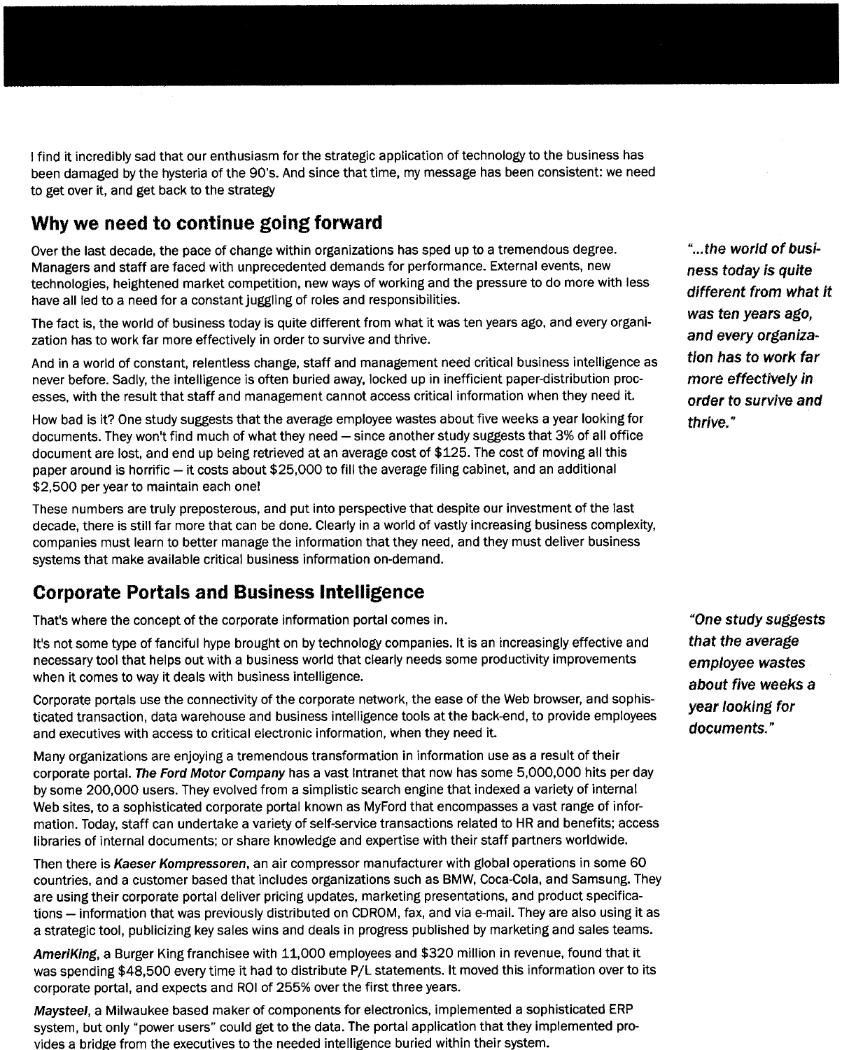I find it incredibly sad that our enthusiasm for the strategic application of technology to the business has been damaged by the hysteria of the 90's. And since that time, my message has been consistent: we need to get over it, and get back to the strategy

## Why we need to continue going forward

Over the last decade, the pace of change within organizations has sped up to a tremendous degree. Managers and staff are faced with unprecedented demands for performance. External events, new technologies, heightened market competition, new ways of working and the pressure to do more with less have all led to a need for a constant juggling of roles and responsibilities.

The fact is, the world of business today is quite different from what it was ten years ago, and every organization has to work far more effectively in order to survive and thrive.

*"...the world of business today is quite different from what it was ten years ago, and every organization has to work far more effectively in order to survive and thrive."*

And in a world of constant, relentless change, staff and management need critical business intelligence as never before. Sadly, the intelligence is often buried away, locked up in inefficient paper-distribution processes, with the result that staff and management cannot access critical information when they need it.

How bad is it? One study suggests that the average employee wastes about five weeks a year looking for documents. They won't find much of what they need – since another study suggests that 3% of all office document are lost, and end up being retrieved at an average cost of $125. The cost of moving all this paper around is horrific – it costs about $25,000 to fill the average filing cabinet, and an additional $2,500 per year to maintain each one!

These numbers are truly preposterous, and put into perspective that despite our investment of the last decade, there is still far more that can be done. Clearly in a world of vastly increasing business complexity, companies must learn to better manage the information that they need, and they must deliver business systems that make available critical business information on-demand.

## Corporate Portals and Business Intelligence

That's where the concept of the corporate information portal comes in.

It's not some type of fanciful hype brought on by technology companies. It is an increasingly effective and necessary tool that helps out with a business world that clearly needs some productivity improvements when it comes to way it deals with business intelligence.

*"One study suggests that the average employee wastes about five weeks a year looking for documents."*

Corporate portals use the connectivity of the corporate network, the ease of the Web browser, and sophisticated transaction, data warehouse and business intelligence tools at the back-end, to provide employees and executives with access to critical electronic information, when they need it.

Many organizations are enjoying a tremendous transformation in information use as a result of their corporate portal. ***The Ford Motor Company*** has a vast Intranet that now has some 5,000,000 hits per day by some 200,000 users. They evolved from a simplistic search engine that indexed a variety of internal Web sites, to a sophisticated corporate portal known as MyFord that encompasses a vast range of information. Today, staff can undertake a variety of self-service transactions related to HR and benefits; access libraries of internal documents; or share knowledge and expertise with their staff partners worldwide.

Then there is ***Kaeser Kompressoren***, an air compressor manufacturer with global operations in some 60 countries, and a customer based that includes organizations such as BMW, Coca-Cola, and Samsung. They are using their corporate portal deliver pricing updates, marketing presentations, and product specifications – information that was previously distributed on CDROM, fax, and via e-mail. They are also using it as a strategic tool, publicizing key sales wins and deals in progress published by marketing and sales teams.

***AmeriKing***, a Burger King franchisee with 11,000 employees and $320 million in revenue, found that it was spending $48,500 every time it had to distribute P/L statements. It moved this information over to its corporate portal, and expects and ROI of 255% over the first three years.

***Maysteel***, a Milwaukee based maker of components for electronics, implemented a sophisticated ERP system, but only "power users" could get to the data. The portal application that they implemented provides a bridge from the executives to the needed intelligence buried within their system.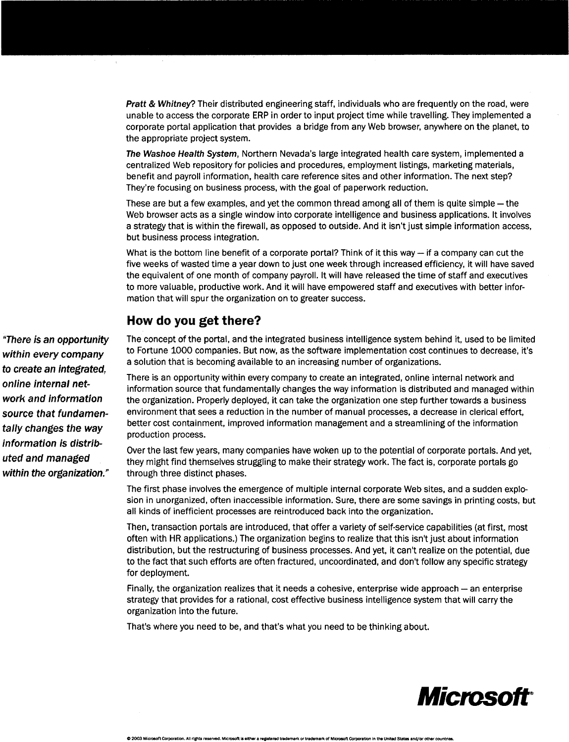*Pratt & Whitney*? Their distributed engineering staff, individuals who are frequently on the road, were unable to access the corporate ERP in order to input project time while travelling. They implemented a corporate portal application that provides a bridge from any Web browser, anywhere on the planet, to the appropriate project system.

*The Washoe Health System*, Northern Nevada's large integrated health care system, implemented a centralized Web repository for policies and procedures, employment listings, marketing materials, benefit and payroll information, health care reference sites and other information. The next step? They're focusing on business process, with the goal of paperwork reduction.

These are but a few examples, and yet the common thread among all of them is quite simple — the Web browser acts as a single window into corporate intelligence and business applications. It involves a strategy that is within the firewall, as opposed to outside. And it isn't just simple information access, but business process integration.

What is the bottom line benefit of a corporate portal? Think of it this way — if a company can cut the five weeks of wasted time a year down to just one week through increased efficiency, it will have saved the equivalent of one month of company payroll. It will have released the time of staff and executives to more valuable, productive work. And it will have empowered staff and executives with better information that will spur the organization on to greater success.

## How do you get there?

*"There is an opportunity within every company to create an integrated, online internal network and information source that fundamentally changes the way information is distributed and managed within the organization."*

The concept of the portal, and the integrated business intelligence system behind it, used to be limited to Fortune 1000 companies. But now, as the software implementation cost continues to decrease, it's a solution that is becoming available to an increasing number of organizations.

There is an opportunity within every company to create an integrated, online internal network and information source that fundamentally changes the way information is distributed and managed within the organization. Properly deployed, it can take the organization one step further towards a business environment that sees a reduction in the number of manual processes, a decrease in clerical effort, better cost containment, improved information management and a streamlining of the information production process.

Over the last few years, many companies have woken up to the potential of corporate portals. And yet, they might find themselves struggling to make their strategy work. The fact is, corporate portals go through three distinct phases.

The first phase involves the emergence of multiple internal corporate Web sites, and a sudden explosion in unorganized, often inaccessible information. Sure, there are some savings in printing costs, but all kinds of inefficient processes are reintroduced back into the organization.

Then, transaction portals are introduced, that offer a variety of self-service capabilities (at first, most often with HR applications.) The organization begins to realize that this isn't just about information distribution, but the restructuring of business processes. And yet, it can't realize on the potential, due to the fact that such efforts are often fractured, uncoordinated, and don't follow any specific strategy for deployment.

Finally, the organization realizes that it needs a cohesive, enterprise wide approach — an enterprise strategy that provides for a rational, cost effective business intelligence system that will carry the organization into the future.

That's where you need to be, and that's what you need to be thinking about.

**Microsoft**®

© 2003 Microsoft Corporation. All rights reserved. Microsoft is either a registered trademark or trademark of Microsoft Corporation in the United States and/or other countries.